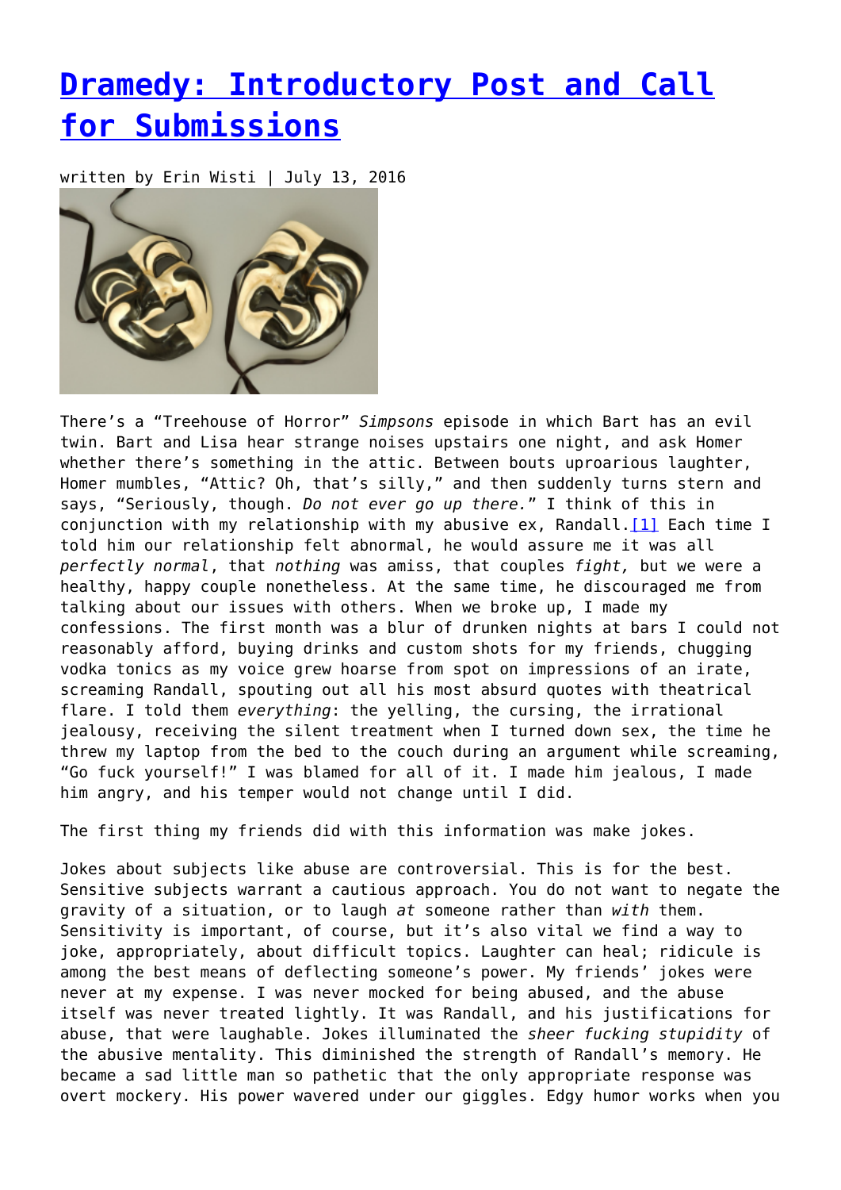# Dramedy: Introductory Post and Call for Submissions

written by Erin Wisti | July 13, 2016

There's a "Treehouse of Horror" *Simpsons* episode in which Bart has an evil twin. Bart and Lisa hear strange noises upstairs one night, and ask Homer whether there's something in the attic. Between bouts uproarious laughter, Homer mumbles, "Attic? Oh, that's silly," and then suddenly turns stern and says, "Seriously, though. *Do not ever go up there.*" I think of this in conjunction with my relationship with my abusive ex, Randall.[1] Each time I told him our relationship felt abnormal, he would assure me it was all *perfectly normal*, that *nothing* was amiss, that couples *fight,* but we were a healthy, happy couple nonetheless. At the same time, he discouraged me from talking about our issues with others. When we broke up, I made my confessions. The first month was a blur of drunken nights at bars I could not reasonably afford, buying drinks and custom shots for my friends, chugging vodka tonics as my voice grew hoarse from spot on impressions of an irate, screaming Randall, spouting out all his most absurd quotes with theatrical flare. I told them *everything*: the yelling, the cursing, the irrational jealousy, receiving the silent treatment when I turned down sex, the time he threw my laptop from the bed to the couch during an argument while screaming, "Go fuck yourself!" I was blamed for all of it. I made him jealous, I made him angry, and his temper would not change until I did.

The first thing my friends did with this information was make jokes.

Jokes about subjects like abuse are controversial. This is for the best. Sensitive subjects warrant a cautious approach. You do not want to negate the gravity of a situation, or to laugh *at* someone rather than *with* them. Sensitivity is important, of course, but it's also vital we find a way to joke, appropriately, about difficult topics. Laughter can heal; ridicule is among the best means of deflecting someone's power. My friends' jokes were never at my expense. I was never mocked for being abused, and the abuse itself was never treated lightly. It was Randall, and his justifications for abuse, that were laughable. Jokes illuminated the *sheer fucking stupidity* of the abusive mentality. This diminished the strength of Randall's memory. He became a sad little man so pathetic that the only appropriate response was overt mockery. His power wavered under our giggles. Edgy humor works when you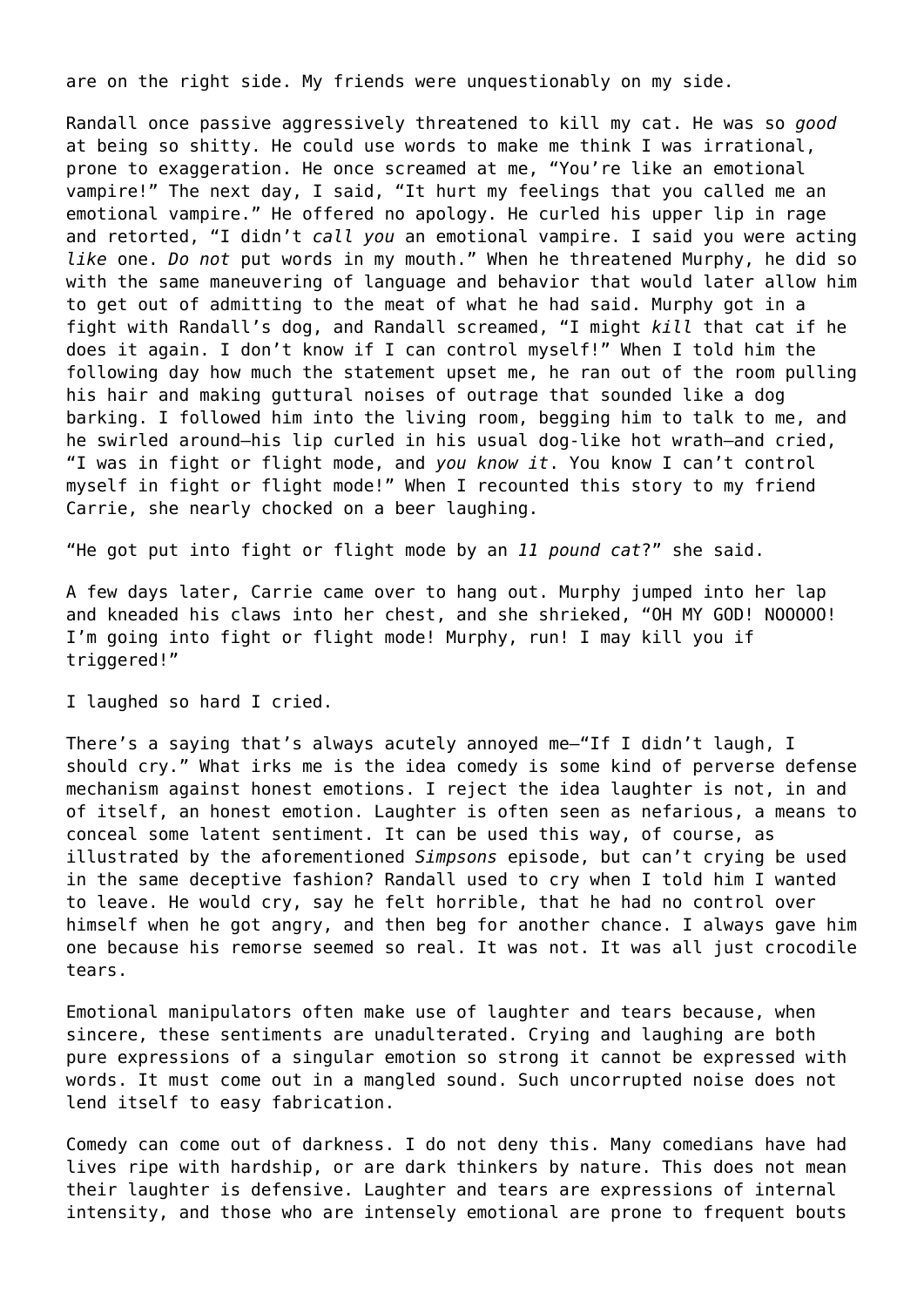are on the right side. My friends were unquestionably on my side.

Randall once passive aggressively threatened to kill my cat. He was so *good* at being so shitty. He could use words to make me think I was irrational, prone to exaggeration. He once screamed at me, “You’re like an emotional vampire!” The next day, I said, “It hurt my feelings that you called me an emotional vampire.” He offered no apology. He curled his upper lip in rage and retorted, “I didn’t *call you* an emotional vampire. I said you were acting *like* one. *Do not* put words in my mouth.” When he threatened Murphy, he did so with the same maneuvering of language and behavior that would later allow him to get out of admitting to the meat of what he had said. Murphy got in a fight with Randall’s dog, and Randall screamed, “I might *kill* that cat if he does it again. I don’t know if I can control myself!” When I told him the following day how much the statement upset me, he ran out of the room pulling his hair and making guttural noises of outrage that sounded like a dog barking. I followed him into the living room, begging him to talk to me, and he swirled around—his lip curled in his usual dog-like hot wrath—and cried, “I was in fight or flight mode, and *you know it*. You know I can’t control myself in fight or flight mode!” When I recounted this story to my friend Carrie, she nearly chocked on a beer laughing.

“He got put into fight or flight mode by an *11 pound cat*?” she said.

A few days later, Carrie came over to hang out. Murphy jumped into her lap and kneaded his claws into her chest, and she shrieked, “OH MY GOD! NOOOOO! I’m going into fight or flight mode! Murphy, run! I may kill you if triggered!”

I laughed so hard I cried.

There’s a saying that’s always acutely annoyed me—“If I didn’t laugh, I should cry.” What irks me is the idea comedy is some kind of perverse defense mechanism against honest emotions. I reject the idea laughter is not, in and of itself, an honest emotion. Laughter is often seen as nefarious, a means to conceal some latent sentiment. It can be used this way, of course, as illustrated by the aforementioned *Simpsons* episode, but can’t crying be used in the same deceptive fashion? Randall used to cry when I told him I wanted to leave. He would cry, say he felt horrible, that he had no control over himself when he got angry, and then beg for another chance. I always gave him one because his remorse seemed so real. It was not. It was all just crocodile tears.

Emotional manipulators often make use of laughter and tears because, when sincere, these sentiments are unadulterated. Crying and laughing are both pure expressions of a singular emotion so strong it cannot be expressed with words. It must come out in a mangled sound. Such uncorrupted noise does not lend itself to easy fabrication.

Comedy can come out of darkness. I do not deny this. Many comedians have had lives ripe with hardship, or are dark thinkers by nature. This does not mean their laughter is defensive. Laughter and tears are expressions of internal intensity, and those who are intensely emotional are prone to frequent bouts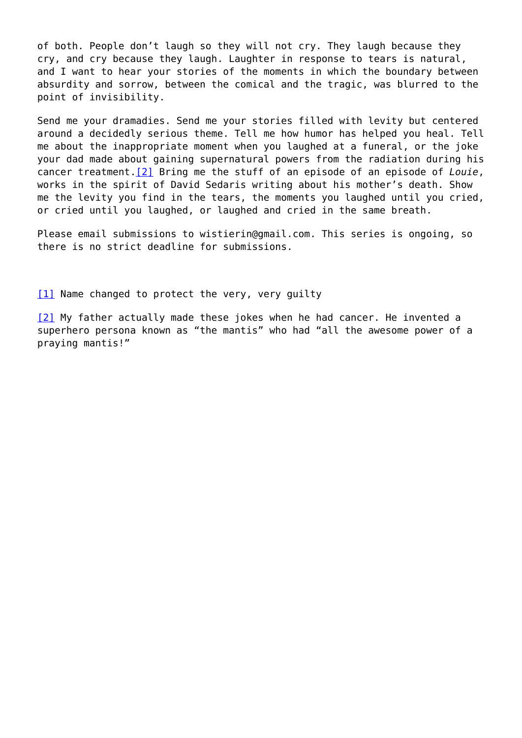of both. People don’t laugh so they will not cry. They laugh because they cry, and cry because they laugh. Laughter in response to tears is natural, and I want to hear your stories of the moments in which the boundary between absurdity and sorrow, between the comical and the tragic, was blurred to the point of invisibility.

Send me your dramadies. Send me your stories filled with levity but centered around a decidedly serious theme. Tell me how humor has helped you heal. Tell me about the inappropriate moment when you laughed at a funeral, or the joke your dad made about gaining supernatural powers from the radiation during his cancer treatment.[2] Bring me the stuff of an episode of an episode of *Louie*, works in the spirit of David Sedaris writing about his mother’s death. Show me the levity you find in the tears, the moments you laughed until you cried, or cried until you laughed, or laughed and cried in the same breath.

Please email submissions to wistierin@gmail.com. This series is ongoing, so there is no strict deadline for submissions.

[1] Name changed to protect the very, very guilty

[2] My father actually made these jokes when he had cancer. He invented a superhero persona known as “the mantis” who had “all the awesome power of a praying mantis!”